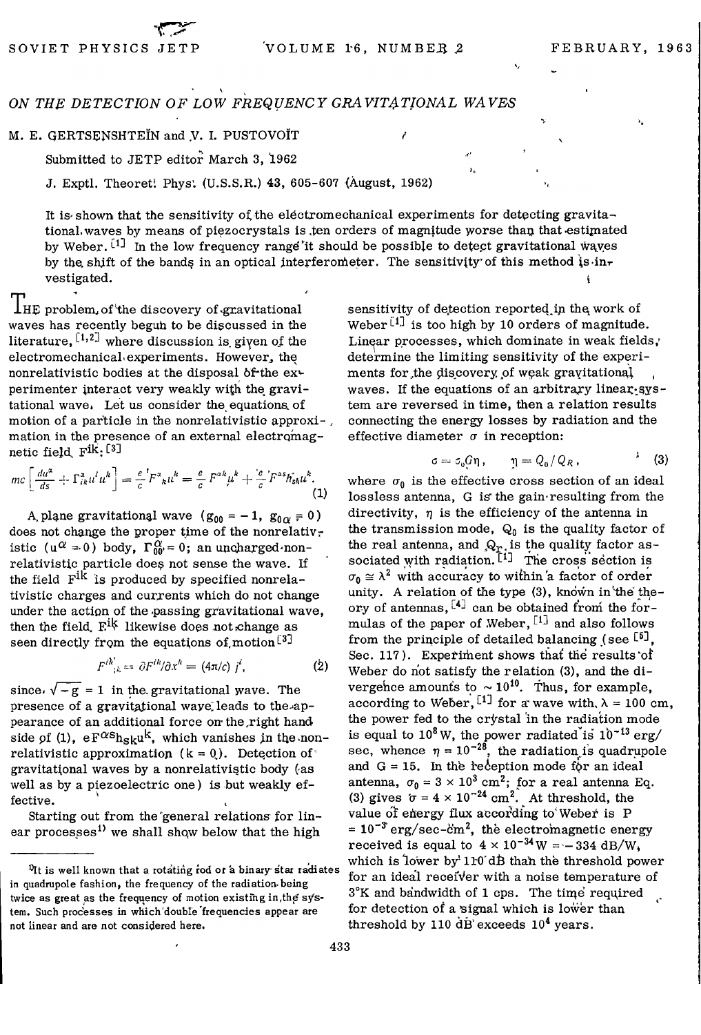# ON THE DETECTION OF LOW FREQUENCY GRAVITATIONAL WAVES

M. E. GERTSENSHTEĬN and V. I. PUSTOVOĬT

Submitted to JETP editor March 3, 1962

J. Exptl. Theoret. Phys. (U.S.S.R.) 43, 605-607 (August, 1962)

It is shown that the sensitivity of the electromechanical experiments for detecting gravitational waves by means of piezocrystals is ten orders of magnitude worse than that estimated by Weber.[1] In the low frequency range it should be possible to detect gravitational waves by the shift of the bands in an optical interferometer. The sensitivity of this method is investigated.

THE problem of the discovery of gravitational waves has recently begun to be discussed in the literature,[1,2] where discussion is given of the electromechanical experiments. However, the nonrelativistic bodies at the disposal of the experimenter interact very weakly with the gravitational wave. Let us consider the equations of motion of a particle in the nonrelativistic approximation in the presence of an external electromagnetic field $F^{ik}$:[3]

$$mc\left[\frac{du^{\alpha}}{ds}+\Gamma^{\alpha}_{ik}u^{i}u^{k}\right]=\frac{e}{c}F^{\alpha}{}_{k}u^{k}=\frac{e}{c}F^{\alpha k}u^{k}+\frac{e}{c}F^{\alpha s}h_{sk}u^{k}. \qquad (1)$$

A plane gravitational wave ($g_{00}=-1$, $g_{0\alpha}=0$) does not change the proper time of the nonrelativistic ($u^{\alpha}=0$) body, $\Gamma^{\alpha}_{00}=0$; an uncharged nonrelativistic particle does not sense the wave. If the field $F^{ik}$ is produced by specified nonrelativistic charges and currents which do not change under the action of the passing gravitational wave, then the field $F^{ik}$ likewise does not change as seen directly from the equations of motion[3]

$$F^{ik}{}_{;k}=\partial F^{ik}/\partial x^{k}=(4\pi/c)\,j^{i}, \qquad (2)$$

since $\sqrt{-g}=1$ in the gravitational wave. The presence of a gravitational wave leads to the appearance of an additional force on the right hand side of (1), $eF^{\alpha s}h_{sk}u^{k}$, which vanishes in the nonrelativistic approximation ($k=0$). Detection of gravitational waves by a nonrelativistic body (as well as by a piezoelectric one) is but weakly effective.

Starting out from the general relations for linear processes[1)] we shall show below that the high sensitivity of detection reported in the work of Weber[1] is too high by 10 orders of magnitude. Linear processes, which dominate in weak fields, determine the limiting sensitivity of the experiments for the discovery of weak gravitational waves. If the equations of an arbitrary linear system are reversed in time, then a relation results connecting the energy losses by radiation and the effective diameter $\sigma$ in reception:

$$\sigma=\sigma_0 G\eta, \qquad \eta=Q_0/Q_R, \qquad (3)$$

where $\sigma_0$ is the effective cross section of an ideal lossless antenna, G is the gain resulting from the directivity, $\eta$ is the efficiency of the antenna in the transmission mode, $Q_0$ is the quality factor of the real antenna, and $Q_r$ is the quality factor associated with radiation.[1] The cross section is $\sigma_0\cong\lambda^2$ with accuracy to within a factor of order unity. A relation of the type (3), known in the theory of antennas,[4] can be obtained from the formulas of the paper of Weber,[1] and also follows from the principle of detailed balancing (see [5], Sec. 117). Experiment shows that the results of Weber do not satisfy the relation (3), and the divergence amounts to $\sim 10^{10}$. Thus, for example, according to Weber,[1] for a wave with $\lambda=100$ cm, the power fed to the crystal in the radiation mode is equal to $10^{8}$ W, the power radiated is $10^{-13}$ erg/sec, whence $\eta=10^{-28}$, the radiation is quadrupole and $G=15$. In the reception mode for an ideal antenna, $\sigma_0=3\times10^{3}$ cm$^2$; for a real antenna Eq. (3) gives $\sigma=4\times10^{-24}$ cm$^2$. At threshold, the value of energy flux according to Weber is $P=10^{-3}$ erg/sec-cm$^2$, the electromagnetic energy received is equal to $4\times10^{-34}$ W $=-334$ dB/W, which is lower by 110 dB than the threshold power for an ideal receiver with a noise temperature of 3°K and bandwidth of 1 cps. The time required for detection of a signal which is lower than threshold by 110 dB exceeds $10^{4}$ years.

---

1) It is well known that a rotating rod or a binary star radiates in quadrupole fashion, the frequency of the radiation being twice as great as the frequency of motion existing in the system. Such processes in which double frequencies appear are not linear and are not considered here.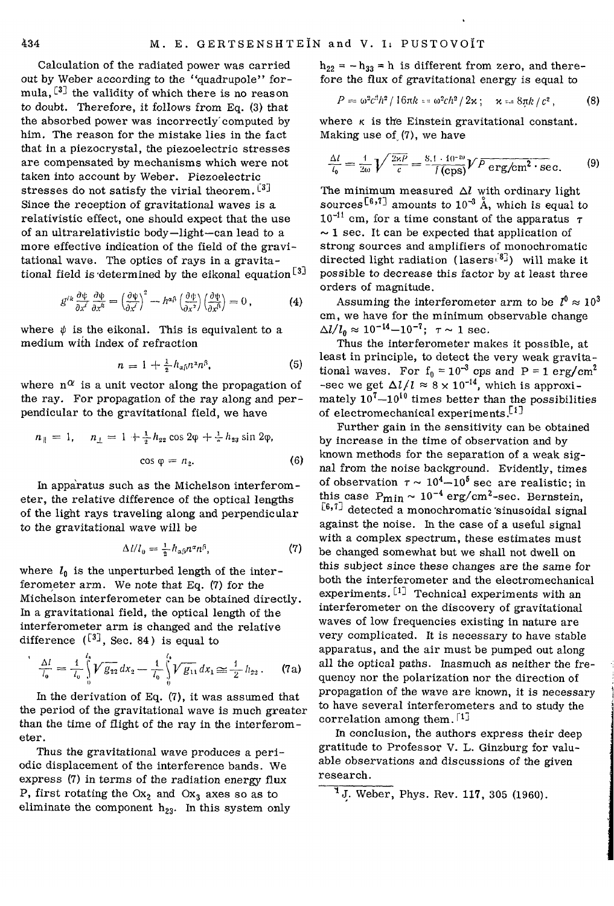Calculation of the radiated power was carried out by Weber according to the "quadrupole" formula, [3] the validity of which there is no reason to doubt. Therefore, it follows from Eq. (3) that the absorbed power was incorrectly computed by him. The reason for the mistake lies in the fact that in a piezocrystal, the piezoelectric stresses are compensated by mechanisms which were not taken into account by Weber. Piezoelectric stresses do not satisfy the virial theorem. [3] Since the reception of gravitational waves is a relativistic effect, one should expect that the use of an ultrarelativistic body—light—can lead to a more effective indication of the field of the gravitational wave. The optics of rays in a gravitational field is determined by the eikonal equation [3]

$$g^{ik}\frac{\partial\psi}{\partial x^i}\frac{\partial\psi}{\partial x^k}=\left(\frac{\partial\psi}{\partial x^i}\right)^2-h^{\alpha\beta}\left(\frac{\partial\psi}{\partial x^\alpha}\right)\left(\frac{\partial\psi}{\partial x^\beta}\right)=0, \tag{4}$$

where $\psi$ is the eikonal. This is equivalent to a medium with index of refraction

$$n=1+\tfrac{1}{2}h_{\alpha\beta}n^\alpha n^\beta, \tag{5}$$

where $n^\alpha$ is a unit vector along the propagation of the ray. For propagation of the ray along and perpendicular to the gravitational field, we have

$$n_\parallel=1,\quad n_\perp=1+\tfrac{1}{2}h_{22}\cos 2\varphi+\tfrac{1}{2}h_{23}\sin 2\varphi,$$
$$\cos\varphi=n_2. \tag{6}$$

In apparatus such as the Michelson interferometer, the relative difference of the optical lengths of the light rays traveling along and perpendicular to the gravitational wave will be

$$\Delta l/l_0=\tfrac{1}{2}h_{\alpha\beta}n^\alpha n^\beta, \tag{7}$$

where $l_0$ is the unperturbed length of the interferometer arm. We note that Eq. (7) for the Michelson interferometer can be obtained directly. In a gravitational field, the optical length of the interferometer arm is changed and the relative difference ([3], Sec. 84) is equal to

$$\frac{\Delta l}{l_0}=\frac{1}{l_0}\int_0^{l_0}\sqrt{g_{22}}\,dx_2-\frac{1}{l_0}\int_0^{l_0}\sqrt{g_{11}}\,dx_1\cong\frac{1}{2}h_{22}. \tag{7a}$$

In the derivation of Eq. (7), it was assumed that the period of the gravitational wave is much greater than the time of flight of the ray in the interferometer.

Thus the gravitational wave produces a periodic displacement of the interference bands. We express (7) in terms of the radiation energy flux P, first rotating the $Ox_2$ and $Ox_3$ axes so as to eliminate the component $h_{23}$. In this system only $h_{22}=-h_{33}=h$ is different from zero, and therefore the flux of gravitational energy is equal to

$$P=\omega^2c^3h^2/16\pi k=\omega^2ch^2/2\varkappa;\quad \varkappa=8\pi k/c^2, \tag{8}$$

where $\kappa$ is the Einstein gravitational constant. Making use of (7), we have

$$\frac{\Delta l}{l_0}=\frac{1}{2\omega}\sqrt{\frac{2\varkappa P}{c}}=\frac{8.1\cdot 10^{-20}}{f\,(\text{cps})}\sqrt{P}\ \text{erg/cm}^2\cdot\text{sec}. \tag{9}$$

The minimum measured $\Delta l$ with ordinary light sources [6,7] amounts to $10^{-3}$ Å, which is equal to $10^{-11}$ cm, for a time constant of the apparatus $\tau \sim 1$ sec. It can be expected that application of strong sources and amplifiers of monochromatic directed light radiation (lasers [8]) will make it possible to decrease this factor by at least three orders of magnitude.

Assuming the interferometer arm to be $l^0 \approx 10^3$ cm, we have for the minimum observable change $\Delta l/l_0 \approx 10^{-14}$–$10^{-7}$; $\tau \sim 1$ sec.

Thus the interferometer makes it possible, at least in principle, to detect the very weak gravitational waves. For $f_0 = 10^{-3}$ cps and $P = 1$ erg/cm$^2$-sec we get $\Delta l/l \approx 8\times 10^{-14}$, which is approximately $10^7$–$10^{10}$ times better than the possibilities of electromechanical experiments.[1]

Further gain in the sensitivity can be obtained by increase in the time of observation and by known methods for the separation of a weak signal from the noise background. Evidently, times of observation $\tau \sim 10^4$–$10^5$ sec are realistic; in this case $P_{min} \sim 10^{-4}$ erg/cm$^2$-sec. Bernstein, [6,7] detected a monochromatic sinusoidal signal against the noise. In the case of a useful signal with a complex spectrum, these estimates must be changed somewhat but we shall not dwell on this subject since these changes are the same for both the interferometer and the electromechanical experiments. [1] Technical experiments with an interferometer on the discovery of gravitational waves of low frequencies existing in nature are very complicated. It is necessary to have stable apparatus, and the air must be pumped out along all the optical paths. Inasmuch as neither the frequency nor the polarization nor the direction of propagation of the wave are known, it is necessary to have several interferometers and to study the correlation among them. [1]

In conclusion, the authors express their deep gratitude to Professor V. L. Ginzburg for valuable observations and discussions of the given research.

---

[1] J. Weber, Phys. Rev. 117, 305 (1960).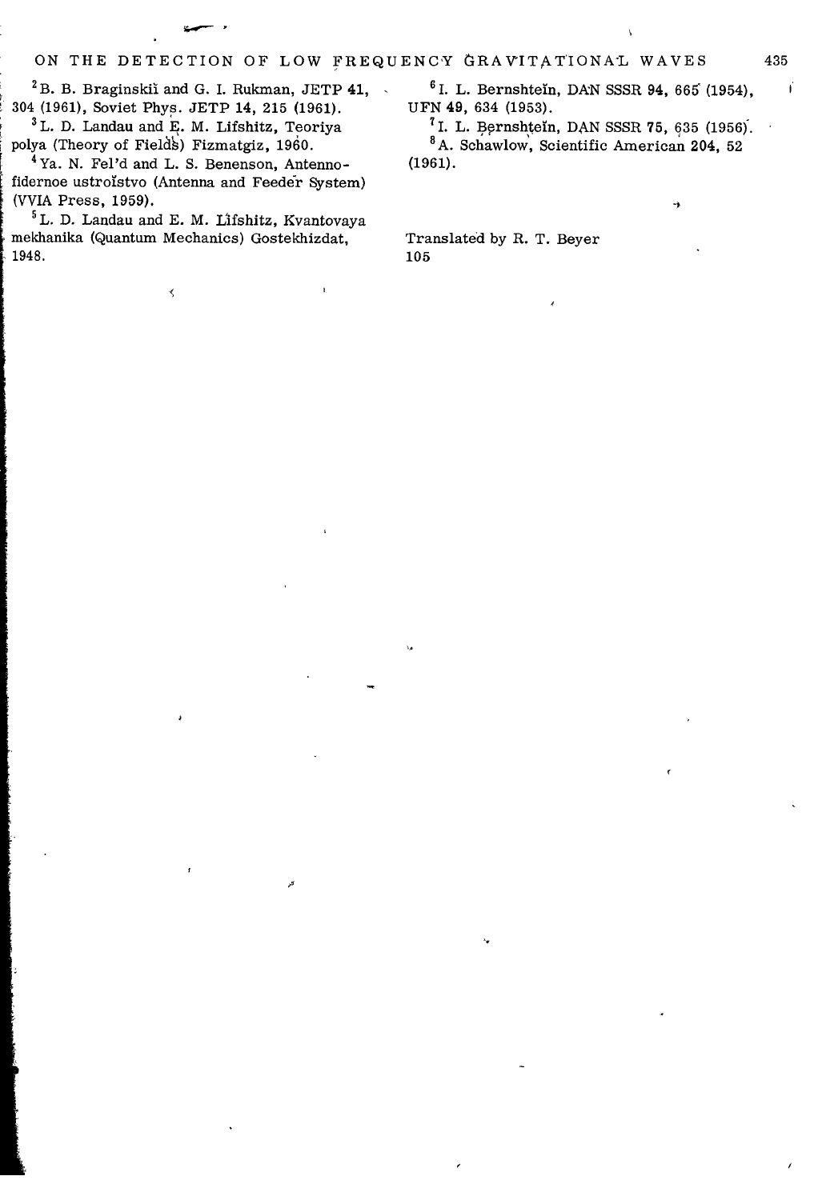[2] B. B. Braginskiĭ and G. I. Rukman, JETP 41, 304 (1961), Soviet Phys. JETP 14, 215 (1961).

[3] L. D. Landau and E. M. Lifshitz, Teoriya polya (Theory of Fields) Fizmatgiz, 1960.

[4] Ya. N. Fel'd and L. S. Benenson, Antenno-fidernoe ustroĭstvo (Antenna and Feeder System) (VVIA Press, 1959).

[5] L. D. Landau and E. M. Lifshitz, Kvantovaya mekhanika (Quantum Mechanics) Gostekhizdat, 1948.

[6] I. L. Bernshteĭn, DAN SSSR 94, 665 (1954), UFN 49, 634 (1953).

[7] I. L. Bernshteĭn, DAN SSSR 75, 635 (1956).

[8] A. Schawlow, Scientific American 204, 52 (1961).

Translated by R. T. Beyer
105